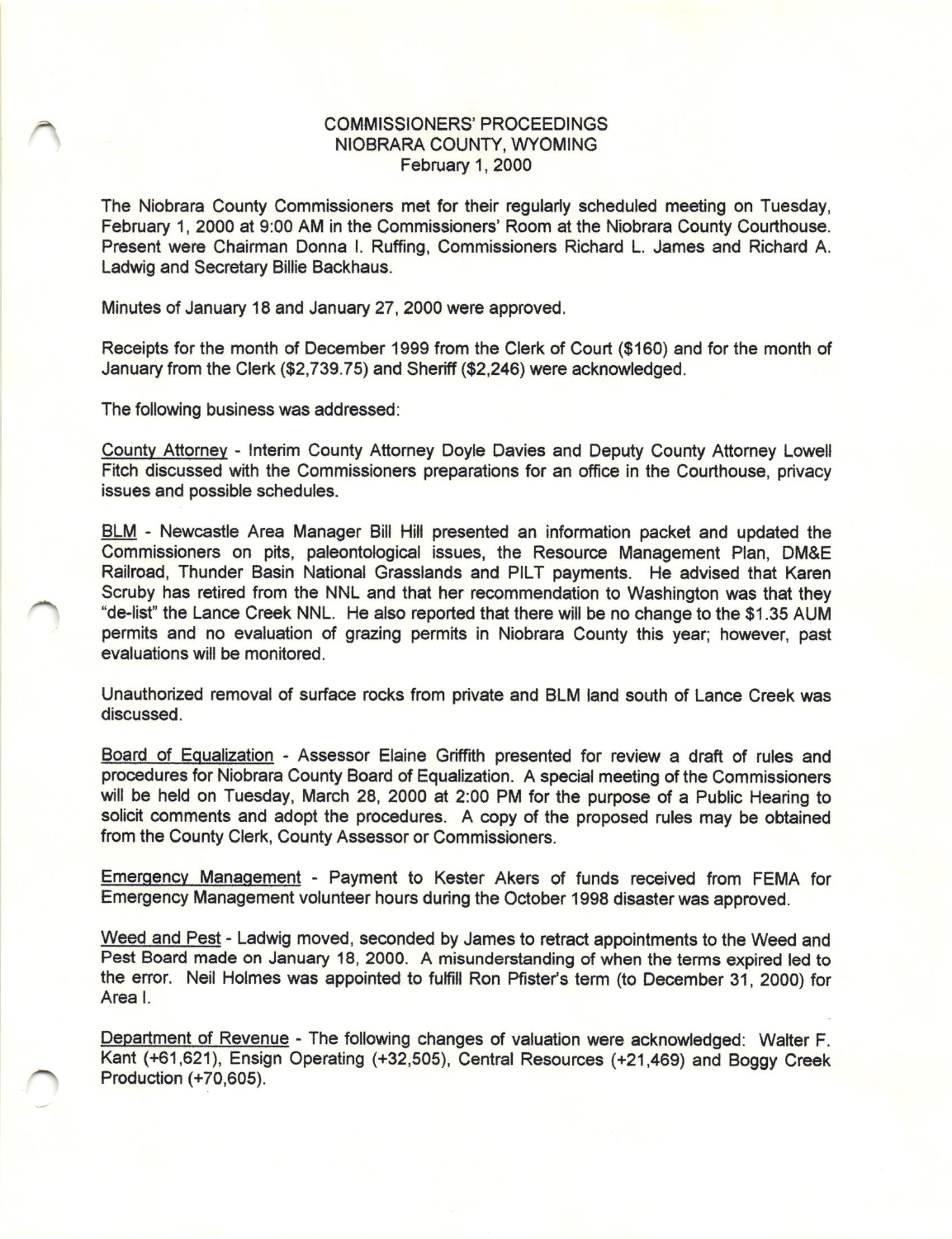# COMMISSIONERS' PROCEEDINGS
## NIOBRARA COUNTY, WYOMING
### February 1, 2000

The Niobrara County Commissioners met for their regularly scheduled meeting on Tuesday, February 1, 2000 at 9:00 AM in the Commissioners' Room at the Niobrara County Courthouse. Present were Chairman Donna I. Ruffing, Commissioners Richard L. James and Richard A. Ladwig and Secretary Billie Backhaus.

Minutes of January 18 and January 27, 2000 were approved.

Receipts for the month of December 1999 from the Clerk of Court ($160) and for the month of January from the Clerk ($2,739.75) and Sheriff ($2,246) were acknowledged.

The following business was addressed:

County Attorney - Interim County Attorney Doyle Davies and Deputy County Attorney Lowell Fitch discussed with the Commissioners preparations for an office in the Courthouse, privacy issues and possible schedules.

BLM - Newcastle Area Manager Bill Hill presented an information packet and updated the Commissioners on pits, paleontological issues, the Resource Management Plan, DM&E Railroad, Thunder Basin National Grasslands and PILT payments. He advised that Karen Scruby has retired from the NNL and that her recommendation to Washington was that they "de-list" the Lance Creek NNL. He also reported that there will be no change to the $1.35 AUM permits and no evaluation of grazing permits in Niobrara County this year; however, past evaluations will be monitored.

Unauthorized removal of surface rocks from private and BLM land south of Lance Creek was discussed.

Board of Equalization - Assessor Elaine Griffith presented for review a draft of rules and procedures for Niobrara County Board of Equalization. A special meeting of the Commissioners will be held on Tuesday, March 28, 2000 at 2:00 PM for the purpose of a Public Hearing to solicit comments and adopt the procedures. A copy of the proposed rules may be obtained from the County Clerk, County Assessor or Commissioners.

Emergency Management - Payment to Kester Akers of funds received from FEMA for Emergency Management volunteer hours during the October 1998 disaster was approved.

Weed and Pest - Ladwig moved, seconded by James to retract appointments to the Weed and Pest Board made on January 18, 2000. A misunderstanding of when the terms expired led to the error. Neil Holmes was appointed to fulfill Ron Pfister's term (to December 31, 2000) for Area I.

Department of Revenue - The following changes of valuation were acknowledged: Walter F. Kant (+61,621), Ensign Operating (+32,505), Central Resources (+21,469) and Boggy Creek Production (+70,605).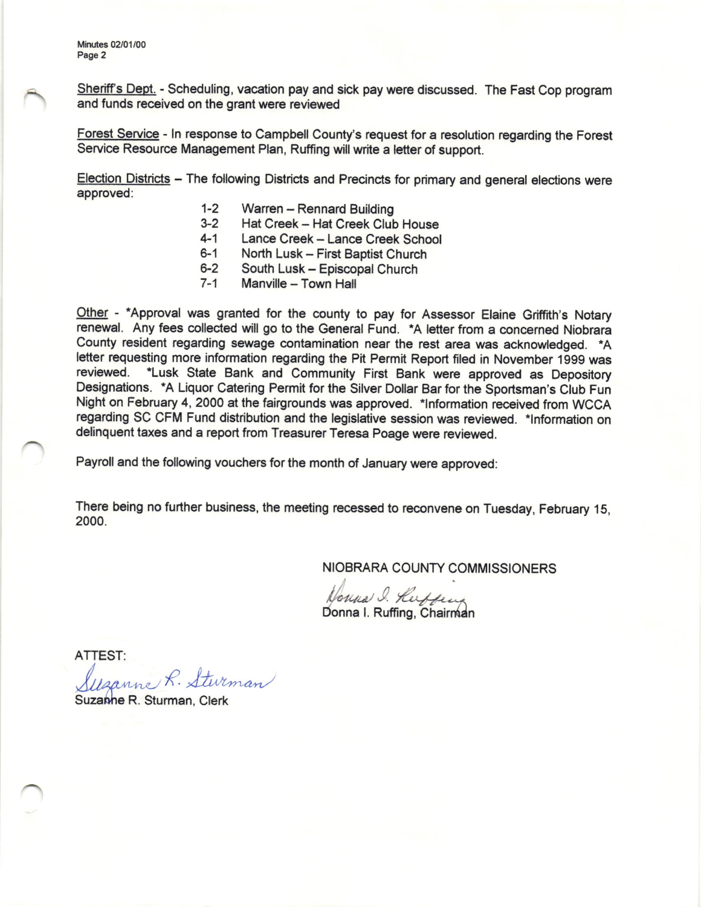Sheriff's Dept. - Scheduling, vacation pay and sick pay were discussed. The Fast Cop program and funds received on the grant were reviewed

Forest Service - In response to Campbell County's request for a resolution regarding the Forest Service Resource Management Plan, Ruffing will write a letter of support.

Election Districts – The following Districts and Precincts for primary and general elections were approved:

| | |
|---|---|
| 1-2 | Warren – Rennard Building |
| 3-2 | Hat Creek – Hat Creek Club House |
| 4-1 | Lance Creek – Lance Creek School |
| 6-1 | North Lusk – First Baptist Church |
| 6-2 | South Lusk – Episcopal Church |
| 7-1 | Manville – Town Hall |

Other - *Approval was granted for the county to pay for Assessor Elaine Griffith's Notary renewal. Any fees collected will go to the General Fund. *A letter from a concerned Niobrara County resident regarding sewage contamination near the rest area was acknowledged. *A letter requesting more information regarding the Pit Permit Report filed in November 1999 was reviewed. *Lusk State Bank and Community First Bank were approved as Depository Designations. *A Liquor Catering Permit for the Silver Dollar Bar for the Sportsman's Club Fun Night on February 4, 2000 at the fairgrounds was approved. *Information received from WCCA regarding SC CFM Fund distribution and the legislative session was reviewed. *Information on delinquent taxes and a report from Treasurer Teresa Poage were reviewed.

Payroll and the following vouchers for the month of January were approved:

There being no further business, the meeting recessed to reconvene on Tuesday, February 15, 2000.

NIOBRARA COUNTY COMMISSIONERS

Donna I. Ruffing

Donna I. Ruffing, Chairman

ATTEST:

Suzanne R. Sturman

Suzanne R. Sturman, Clerk